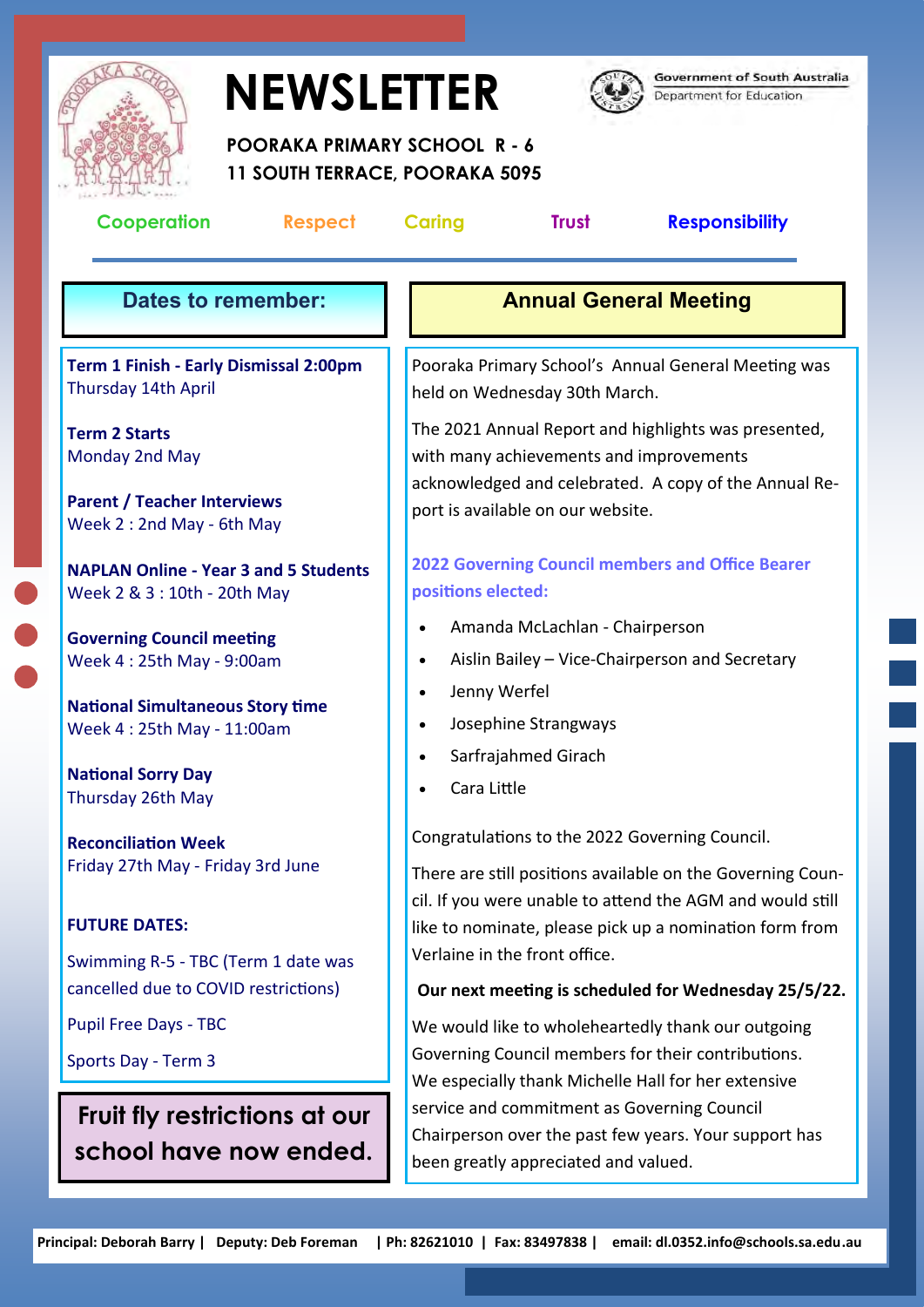# NEWSLETTER

**POORAKA PRIMARY SCHOOL R - 6**
**11 SOUTH TERRACE, POORAKA 5095**

Government of South Australia
Department for Education

**Cooperation** **Respect** **Caring** **Trust** **Responsibility**

## Dates to remember:

**Term 1 Finish - Early Dismissal 2:00pm**
Thursday 14th April

**Term 2 Starts**
Monday 2nd May

**Parent / Teacher Interviews**
Week 2 : 2nd May - 6th May

**NAPLAN Online - Year 3 and 5 Students**
Week 2 & 3 : 10th - 20th May

**Governing Council meeting**
Week 4 : 25th May - 9:00am

**National Simultaneous Story time**
Week 4 : 25th May - 11:00am

**National Sorry Day**
Thursday 26th May

**Reconciliation Week**
Friday 27th May - Friday 3rd June

**FUTURE DATES:**

Swimming R-5 - TBC (Term 1 date was cancelled due to COVID restrictions)

Pupil Free Days - TBC

Sports Day - Term 3

**Fruit fly restrictions at our school have now ended.**

## Annual General Meeting

Pooraka Primary School's Annual General Meeting was held on Wednesday 30th March.

The 2021 Annual Report and highlights was presented, with many achievements and improvements acknowledged and celebrated. A copy of the Annual Report is available on our website.

**2022 Governing Council members and Office Bearer positions elected:**

- Amanda McLachlan - Chairperson
- Aislin Bailey – Vice-Chairperson and Secretary
- Jenny Werfel
- Josephine Strangways
- Sarfrajahmed Girach
- Cara Little

Congratulations to the 2022 Governing Council.

There are still positions available on the Governing Council. If you were unable to attend the AGM and would still like to nominate, please pick up a nomination form from Verlaine in the front office.

**Our next meeting is scheduled for Wednesday 25/5/22.**

We would like to wholeheartedly thank our outgoing Governing Council members for their contributions. We especially thank Michelle Hall for her extensive service and commitment as Governing Council Chairperson over the past few years. Your support has been greatly appreciated and valued.

**Principal: Deborah Barry | Deputy: Deb Foreman | Ph: 82621010 | Fax: 83497838 | email: dl.0352.info@schools.sa.edu.au**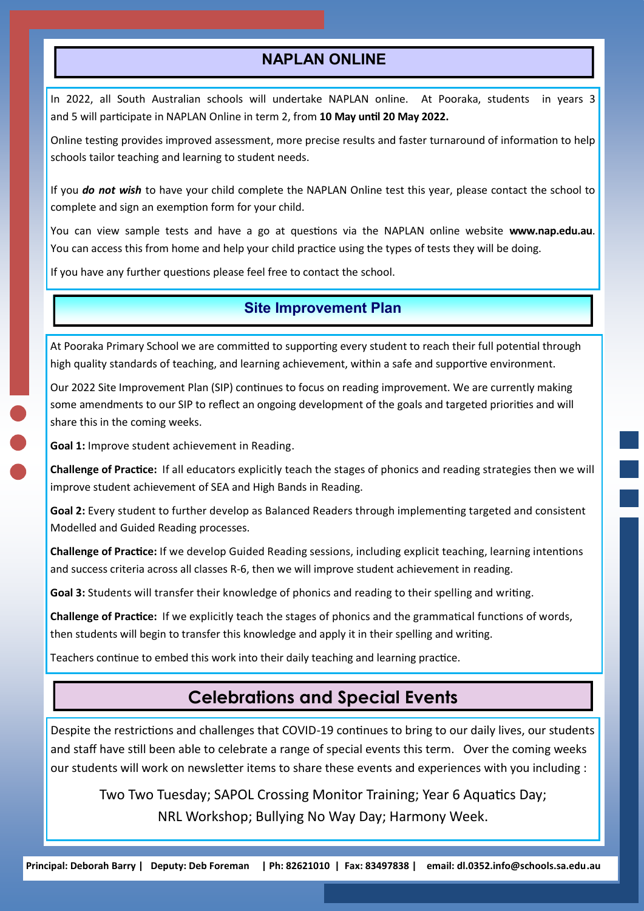## NAPLAN ONLINE

In 2022, all South Australian schools will undertake NAPLAN online. At Pooraka, students in years 3 and 5 will participate in NAPLAN Online in term 2, from **10 May until 20 May 2022.**

Online testing provides improved assessment, more precise results and faster turnaround of information to help schools tailor teaching and learning to student needs.

If you ***do not wish*** to have your child complete the NAPLAN Online test this year, please contact the school to complete and sign an exemption form for your child.

You can view sample tests and have a go at questions via the NAPLAN online website **www.nap.edu.au**. You can access this from home and help your child practice using the types of tests they will be doing.

If you have any further questions please feel free to contact the school.

## Site Improvement Plan

At Pooraka Primary School we are committed to supporting every student to reach their full potential through high quality standards of teaching, and learning achievement, within a safe and supportive environment.

Our 2022 Site Improvement Plan (SIP) continues to focus on reading improvement. We are currently making some amendments to our SIP to reflect an ongoing development of the goals and targeted priorities and will share this in the coming weeks.

**Goal 1:** Improve student achievement in Reading.

**Challenge of Practice:** If all educators explicitly teach the stages of phonics and reading strategies then we will improve student achievement of SEA and High Bands in Reading.

**Goal 2:** Every student to further develop as Balanced Readers through implementing targeted and consistent Modelled and Guided Reading processes.

**Challenge of Practice:** If we develop Guided Reading sessions, including explicit teaching, learning intentions and success criteria across all classes R-6, then we will improve student achievement in reading.

**Goal 3:** Students will transfer their knowledge of phonics and reading to their spelling and writing.

**Challenge of Practice:** If we explicitly teach the stages of phonics and the grammatical functions of words, then students will begin to transfer this knowledge and apply it in their spelling and writing.

Teachers continue to embed this work into their daily teaching and learning practice.

## Celebrations and Special Events

Despite the restrictions and challenges that COVID-19 continues to bring to our daily lives, our students and staff have still been able to celebrate a range of special events this term. Over the coming weeks our students will work on newsletter items to share these events and experiences with you including :

Two Two Tuesday; SAPOL Crossing Monitor Training; Year 6 Aquatics Day;
NRL Workshop; Bullying No Way Day; Harmony Week.

**Principal: Deborah Barry | Deputy: Deb Foreman | Ph: 82621010 | Fax: 83497838 | email: dl.0352.info@schools.sa.edu.au**